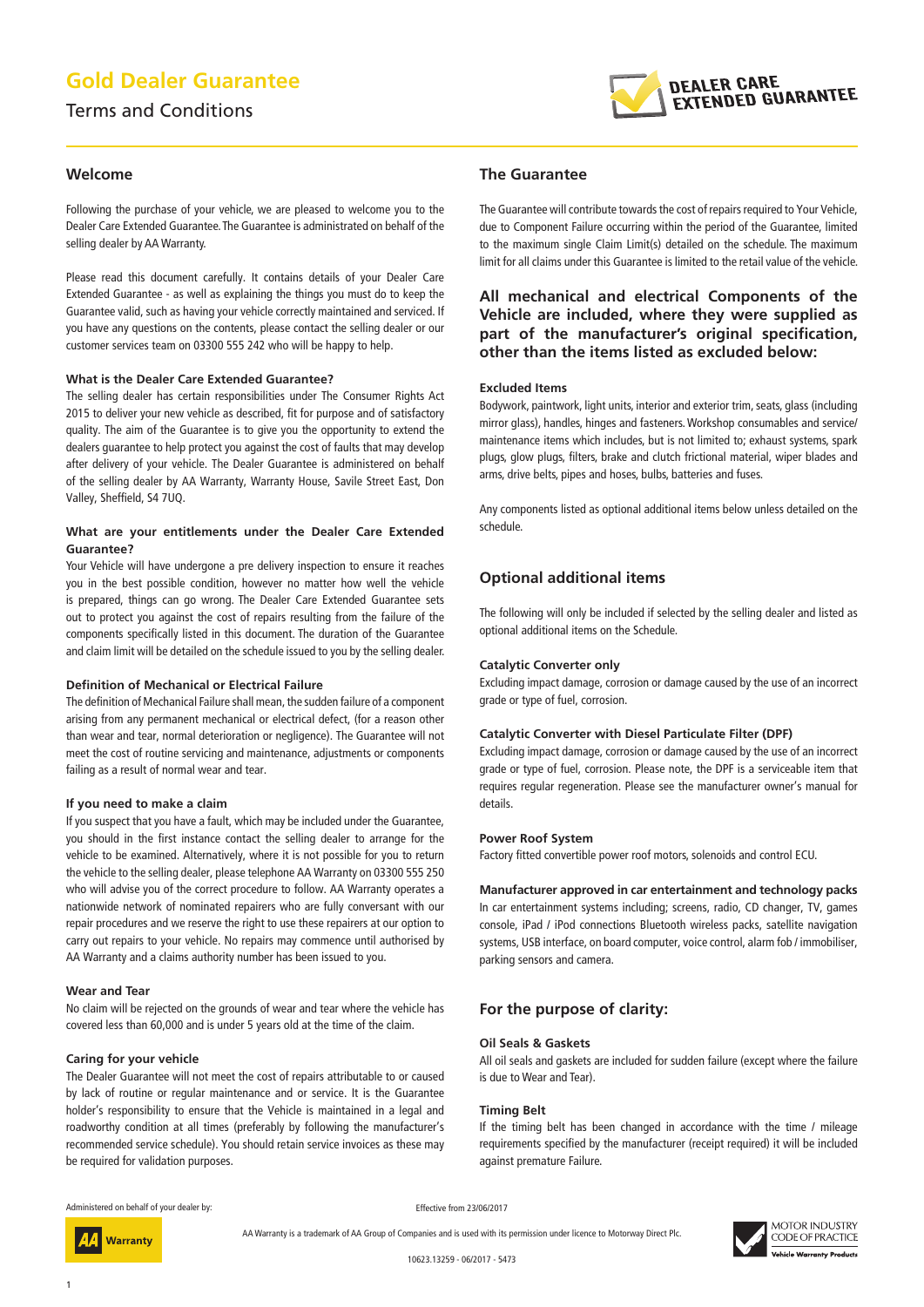# Gold Dealer Guarantee

Terms and Conditions

DEALER CARE EXTENDED GUARANTEE

## Welcome

Following the purchase of your vehicle, we are pleased to welcome you to the Dealer Care Extended Guarantee. The Guarantee is administrated on behalf of the selling dealer by AA Warranty.

Please read this document carefully. It contains details of your Dealer Care Extended Guarantee - as well as explaining the things you must do to keep the Guarantee valid, such as having your vehicle correctly maintained and serviced. If you have any questions on the contents, please contact the selling dealer or our customer services team on 03300 555 242 who will be happy to help.

### What is the Dealer Care Extended Guarantee?

The selling dealer has certain responsibilities under The Consumer Rights Act 2015 to deliver your new vehicle as described, fit for purpose and of satisfactory quality. The aim of the Guarantee is to give you the opportunity to extend the dealers guarantee to help protect you against the cost of faults that may develop after delivery of your vehicle. The Dealer Guarantee is administered on behalf of the selling dealer by AA Warranty, Warranty House, Savile Street East, Don Valley, Sheffield, S4 7UQ.

### What are your entitlements under the Dealer Care Extended Guarantee?

Your Vehicle will have undergone a pre delivery inspection to ensure it reaches you in the best possible condition, however no matter how well the vehicle is prepared, things can go wrong. The Dealer Care Extended Guarantee sets out to protect you against the cost of repairs resulting from the failure of the components specifically listed in this document. The duration of the Guarantee and claim limit will be detailed on the schedule issued to you by the selling dealer.

### Definition of Mechanical or Electrical Failure

The definition of Mechanical Failure shall mean, the sudden failure of a component arising from any permanent mechanical or electrical defect, (for a reason other than wear and tear, normal deterioration or negligence). The Guarantee will not meet the cost of routine servicing and maintenance, adjustments or components failing as a result of normal wear and tear.

### If you need to make a claim

If you suspect that you have a fault, which may be included under the Guarantee, you should in the first instance contact the selling dealer to arrange for the vehicle to be examined. Alternatively, where it is not possible for you to return the vehicle to the selling dealer, please telephone AA Warranty on 03300 555 250 who will advise you of the correct procedure to follow. AA Warranty operates a nationwide network of nominated repairers who are fully conversant with our repair procedures and we reserve the right to use these repairers at our option to carry out repairs to your vehicle. No repairs may commence until authorised by AA Warranty and a claims authority number has been issued to you.

### Wear and Tear

No claim will be rejected on the grounds of wear and tear where the vehicle has covered less than 60,000 and is under 5 years old at the time of the claim.

### Caring for your vehicle

The Dealer Guarantee will not meet the cost of repairs attributable to or caused by lack of routine or regular maintenance and or service. It is the Guarantee holder's responsibility to ensure that the Vehicle is maintained in a legal and roadworthy condition at all times (preferably by following the manufacturer's recommended service schedule). You should retain service invoices as these may be required for validation purposes.

## The Guarantee

The Guarantee will contribute towards the cost of repairs required to Your Vehicle, due to Component Failure occurring within the period of the Guarantee, limited to the maximum single Claim Limit(s) detailed on the schedule. The maximum limit for all claims under this Guarantee is limited to the retail value of the vehicle.

### All mechanical and electrical Components of the Vehicle are included, where they were supplied as part of the manufacturer's original specification, other than the items listed as excluded below:

### Excluded Items

Bodywork, paintwork, light units, interior and exterior trim, seats, glass (including mirror glass), handles, hinges and fasteners. Workshop consumables and service/maintenance items which includes, but is not limited to; exhaust systems, spark plugs, glow plugs, filters, brake and clutch frictional material, wiper blades and arms, drive belts, pipes and hoses, bulbs, batteries and fuses.

Any components listed as optional additional items below unless detailed on the schedule.

## Optional additional items

The following will only be included if selected by the selling dealer and listed as optional additional items on the Schedule.

### Catalytic Converter only

Excluding impact damage, corrosion or damage caused by the use of an incorrect grade or type of fuel, corrosion.

### Catalytic Converter with Diesel Particulate Filter (DPF)

Excluding impact damage, corrosion or damage caused by the use of an incorrect grade or type of fuel, corrosion. Please note, the DPF is a serviceable item that requires regular regeneration. Please see the manufacturer owner's manual for details.

### Power Roof System

Factory fitted convertible power roof motors, solenoids and control ECU.

### Manufacturer approved in car entertainment and technology packs

In car entertainment systems including; screens, radio, CD changer, TV, games console, iPad / iPod connections Bluetooth wireless packs, satellite navigation systems, USB interface, on board computer, voice control, alarm fob / immobiliser, parking sensors and camera.

## For the purpose of clarity:

### Oil Seals & Gaskets

All oil seals and gaskets are included for sudden failure (except where the failure is due to Wear and Tear).

### Timing Belt

If the timing belt has been changed in accordance with the time / mileage requirements specified by the manufacturer (receipt required) it will be included against premature Failure.

Administered on behalf of your dealer by: AA Warranty

Effective from 23/06/2017

AA Warranty is a trademark of AA Group of Companies and is used with its permission under licence to Motorway Direct Plc.

10623.13259 - 06/2017 - 5473

MOTOR INDUSTRY CODE OF PRACTICE Vehicle Warranty Products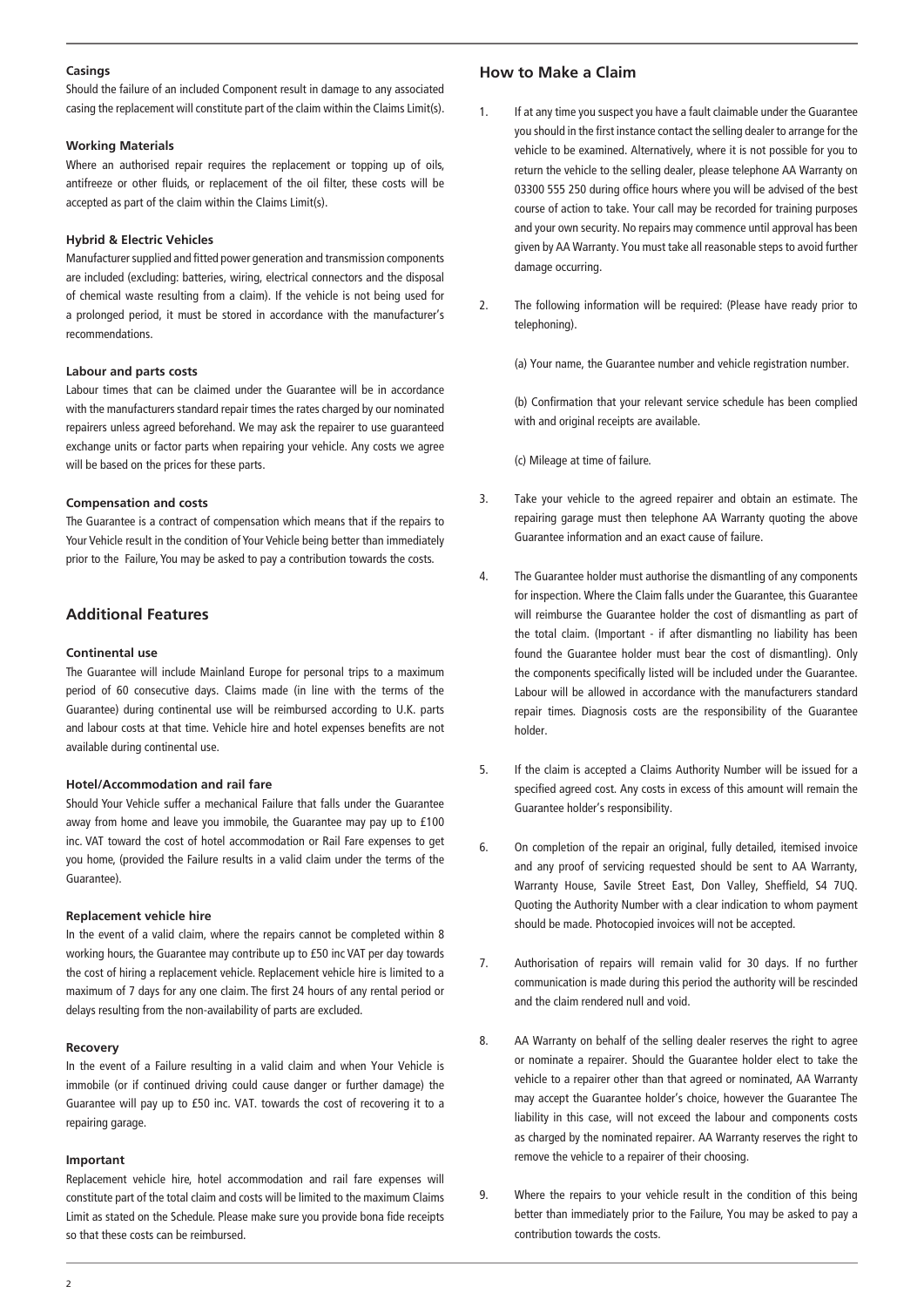#### Casings

Should the failure of an included Component result in damage to any associated casing the replacement will constitute part of the claim within the Claims Limit(s).

#### Working Materials

Where an authorised repair requires the replacement or topping up of oils, antifreeze or other fluids, or replacement of the oil filter, these costs will be accepted as part of the claim within the Claims Limit(s).

#### Hybrid & Electric Vehicles

Manufacturer supplied and fitted power generation and transmission components are included (excluding: batteries, wiring, electrical connectors and the disposal of chemical waste resulting from a claim). If the vehicle is not being used for a prolonged period, it must be stored in accordance with the manufacturer's recommendations.

#### Labour and parts costs

Labour times that can be claimed under the Guarantee will be in accordance with the manufacturers standard repair times the rates charged by our nominated repairers unless agreed beforehand. We may ask the repairer to use guaranteed exchange units or factor parts when repairing your vehicle. Any costs we agree will be based on the prices for these parts.

#### Compensation and costs

The Guarantee is a contract of compensation which means that if the repairs to Your Vehicle result in the condition of Your Vehicle being better than immediately prior to the Failure, You may be asked to pay a contribution towards the costs.

## Additional Features

#### Continental use

The Guarantee will include Mainland Europe for personal trips to a maximum period of 60 consecutive days. Claims made (in line with the terms of the Guarantee) during continental use will be reimbursed according to U.K. parts and labour costs at that time. Vehicle hire and hotel expenses benefits are not available during continental use.

#### Hotel/Accommodation and rail fare

Should Your Vehicle suffer a mechanical Failure that falls under the Guarantee away from home and leave you immobile, the Guarantee may pay up to £100 inc. VAT toward the cost of hotel accommodation or Rail Fare expenses to get you home, (provided the Failure results in a valid claim under the terms of the Guarantee).

#### Replacement vehicle hire

In the event of a valid claim, where the repairs cannot be completed within 8 working hours, the Guarantee may contribute up to £50 inc VAT per day towards the cost of hiring a replacement vehicle. Replacement vehicle hire is limited to a maximum of 7 days for any one claim. The first 24 hours of any rental period or delays resulting from the non-availability of parts are excluded.

#### Recovery

In the event of a Failure resulting in a valid claim and when Your Vehicle is immobile (or if continued driving could cause danger or further damage) the Guarantee will pay up to £50 inc. VAT. towards the cost of recovering it to a repairing garage.

#### Important

Replacement vehicle hire, hotel accommodation and rail fare expenses will constitute part of the total claim and costs will be limited to the maximum Claims Limit as stated on the Schedule. Please make sure you provide bona fide receipts so that these costs can be reimbursed.

## How to Make a Claim

1. If at any time you suspect you have a fault claimable under the Guarantee you should in the first instance contact the selling dealer to arrange for the vehicle to be examined. Alternatively, where it is not possible for you to return the vehicle to the selling dealer, please telephone AA Warranty on 03300 555 250 during office hours where you will be advised of the best course of action to take. Your call may be recorded for training purposes and your own security. No repairs may commence until approval has been given by AA Warranty. You must take all reasonable steps to avoid further damage occurring.

2. The following information will be required: (Please have ready prior to telephoning).

   (a) Your name, the Guarantee number and vehicle registration number.

   (b) Confirmation that your relevant service schedule has been complied with and original receipts are available.

   (c) Mileage at time of failure.

3. Take your vehicle to the agreed repairer and obtain an estimate. The repairing garage must then telephone AA Warranty quoting the above Guarantee information and an exact cause of failure.

4. The Guarantee holder must authorise the dismantling of any components for inspection. Where the Claim falls under the Guarantee, this Guarantee will reimburse the Guarantee holder the cost of dismantling as part of the total claim. (Important - if after dismantling no liability has been found the Guarantee holder must bear the cost of dismantling). Only the components specifically listed will be included under the Guarantee. Labour will be allowed in accordance with the manufacturers standard repair times. Diagnosis costs are the responsibility of the Guarantee holder.

5. If the claim is accepted a Claims Authority Number will be issued for a specified agreed cost. Any costs in excess of this amount will remain the Guarantee holder's responsibility.

6. On completion of the repair an original, fully detailed, itemised invoice and any proof of servicing requested should be sent to AA Warranty, Warranty House, Savile Street East, Don Valley, Sheffield, S4 7UQ. Quoting the Authority Number with a clear indication to whom payment should be made. Photocopied invoices will not be accepted.

7. Authorisation of repairs will remain valid for 30 days. If no further communication is made during this period the authority will be rescinded and the claim rendered null and void.

8. AA Warranty on behalf of the selling dealer reserves the right to agree or nominate a repairer. Should the Guarantee holder elect to take the vehicle to a repairer other than that agreed or nominated, AA Warranty may accept the Guarantee holder's choice, however the Guarantee The liability in this case, will not exceed the labour and components costs as charged by the nominated repairer. AA Warranty reserves the right to remove the vehicle to a repairer of their choosing.

9. Where the repairs to your vehicle result in the condition of this being better than immediately prior to the Failure, You may be asked to pay a contribution towards the costs.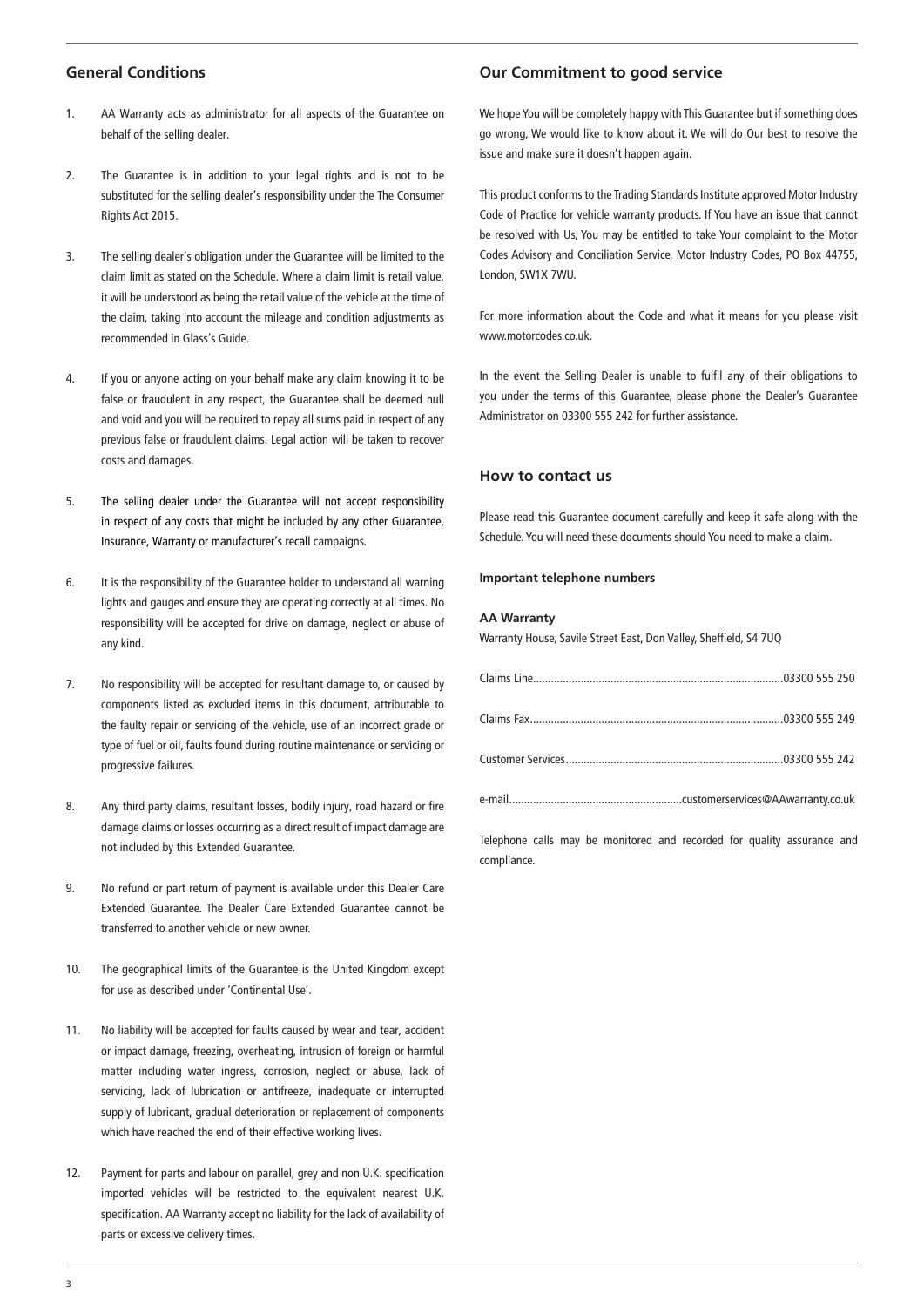## General Conditions

1. AA Warranty acts as administrator for all aspects of the Guarantee on behalf of the selling dealer.

2. The Guarantee is in addition to your legal rights and is not to be substituted for the selling dealer's responsibility under the The Consumer Rights Act 2015.

3. The selling dealer's obligation under the Guarantee will be limited to the claim limit as stated on the Schedule. Where a claim limit is retail value, it will be understood as being the retail value of the vehicle at the time of the claim, taking into account the mileage and condition adjustments as recommended in Glass's Guide.

4. If you or anyone acting on your behalf make any claim knowing it to be false or fraudulent in any respect, the Guarantee shall be deemed null and void and you will be required to repay all sums paid in respect of any previous false or fraudulent claims. Legal action will be taken to recover costs and damages.

5. The selling dealer under the Guarantee will not accept responsibility in respect of any costs that might be included by any other Guarantee, Insurance, Warranty or manufacturer's recall campaigns.

6. It is the responsibility of the Guarantee holder to understand all warning lights and gauges and ensure they are operating correctly at all times. No responsibility will be accepted for drive on damage, neglect or abuse of any kind.

7. No responsibility will be accepted for resultant damage to, or caused by components listed as excluded items in this document, attributable to the faulty repair or servicing of the vehicle, use of an incorrect grade or type of fuel or oil, faults found during routine maintenance or servicing or progressive failures.

8. Any third party claims, resultant losses, bodily injury, road hazard or fire damage claims or losses occurring as a direct result of impact damage are not included by this Extended Guarantee.

9. No refund or part return of payment is available under this Dealer Care Extended Guarantee. The Dealer Care Extended Guarantee cannot be transferred to another vehicle or new owner.

10. The geographical limits of the Guarantee is the United Kingdom except for use as described under 'Continental Use'.

11. No liability will be accepted for faults caused by wear and tear, accident or impact damage, freezing, overheating, intrusion of foreign or harmful matter including water ingress, corrosion, neglect or abuse, lack of servicing, lack of lubrication or antifreeze, inadequate or interrupted supply of lubricant, gradual deterioration or replacement of components which have reached the end of their effective working lives.

12. Payment for parts and labour on parallel, grey and non U.K. specification imported vehicles will be restricted to the equivalent nearest U.K. specification. AA Warranty accept no liability for the lack of availability of parts or excessive delivery times.

## Our Commitment to good service

We hope You will be completely happy with This Guarantee but if something does go wrong, We would like to know about it. We will do Our best to resolve the issue and make sure it doesn't happen again.

This product conforms to the Trading Standards Institute approved Motor Industry Code of Practice for vehicle warranty products. If You have an issue that cannot be resolved with Us, You may be entitled to take Your complaint to the Motor Codes Advisory and Conciliation Service, Motor Industry Codes, PO Box 44755, London, SW1X 7WU.

For more information about the Code and what it means for you please visit www.motorcodes.co.uk.

In the event the Selling Dealer is unable to fulfil any of their obligations to you under the terms of this Guarantee, please phone the Dealer's Guarantee Administrator on 03300 555 242 for further assistance.

## How to contact us

Please read this Guarantee document carefully and keep it safe along with the Schedule. You will need these documents should You need to make a claim.

**Important telephone numbers**

**AA Warranty**

Warranty House, Savile Street East, Don Valley, Sheffield, S4 7UQ

Claims Line....................................................................................03300 555 250

Claims Fax....................................................................................03300 555 249

Customer Services.........................................................................03300 555 242

e-mail.........................................................customerservices@AAwarranty.co.uk

Telephone calls may be monitored and recorded for quality assurance and compliance.